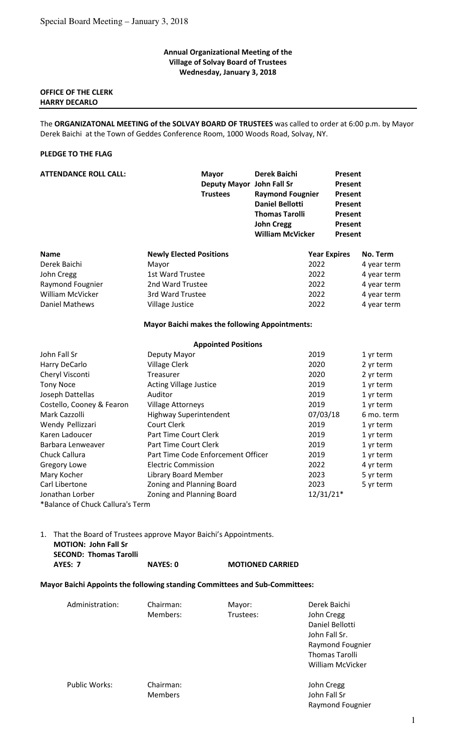**Annual Organizational Meeting of the Village of Solvay Board of Trustees Wednesday, January 3, 2018**

**OFFICE OF THE CLERK**
**HARRY DECARLO**

The **ORGANIZATONAL MEETING of the SOLVAY BOARD OF TRUSTEES** was called to order at 6:00 p.m. by Mayor Derek Baichi at the Town of Geddes Conference Room, 1000 Woods Road, Solvay, NY.

**PLEDGE TO THE FLAG**

**ATTENDANCE ROLL CALL:**

| | | |
|---|---|---|
| **Mayor** | **Derek Baichi** | **Present** |
| **Deputy Mayor** | **John Fall Sr** | **Present** |
| **Trustees** | **Raymond Fougnier** | **Present** |
| | **Daniel Bellotti** | **Present** |
| | **Thomas Tarolli** | **Present** |
| | **John Cregg** | **Present** |
| | **William McVicker** | **Present** |

| **Name** | **Newly Elected Positions** | **Year Expires** | **No. Term** |
|---|---|---|---|
| Derek Baichi | Mayor | 2022 | 4 year term |
| John Cregg | 1st Ward Trustee | 2022 | 4 year term |
| Raymond Fougnier | 2nd Ward Trustee | 2022 | 4 year term |
| William McVicker | 3rd Ward Trustee | 2022 | 4 year term |
| Daniel Mathews | Village Justice | 2022 | 4 year term |

**Mayor Baichi makes the following Appointments:**

| | **Appointed Positions** | | |
|---|---|---|---|
| John Fall Sr | Deputy Mayor | 2019 | 1 yr term |
| Harry DeCarlo | Village Clerk | 2020 | 2 yr term |
| Cheryl Visconti | Treasurer | 2020 | 2 yr term |
| Tony Noce | Acting Village Justice | 2019 | 1 yr term |
| Joseph Dattellas | Auditor | 2019 | 1 yr term |
| Costello, Cooney & Fearon | Village Attorneys | 2019 | 1 yr term |
| Mark Cazzolli | Highway Superintendent | 07/03/18 | 6 mo. term |
| Wendy Pellizzari | Court Clerk | 2019 | 1 yr term |
| Karen Ladoucer | Part Time Court Clerk | 2019 | 1 yr term |
| Barbara Lenweaver | Part Time Court Clerk | 2019 | 1 yr term |
| Chuck Callura | Part Time Code Enforcement Officer | 2019 | 1 yr term |
| Gregory Lowe | Electric Commission | 2022 | 4 yr term |
| Mary Kocher | Library Board Member | 2023 | 5 yr term |
| Carl Libertone | Zoning and Planning Board | 2023 | 5 yr term |
| Jonathan Lorber | Zoning and Planning Board | 12/31/21* | |

*Balance of Chuck Callura's Term

1. That the Board of Trustees approve Mayor Baichi's Appointments.
   **MOTION: John Fall Sr**
   **SECOND: Thomas Tarolli**
   **AYES: 7** **NAYES: 0** **MOTIONED CARRIED**

**Mayor Baichi Appoints the following standing Committees and Sub-Committees:**

| | | | |
|---|---|---|---|
| Administration: | Chairman: | Mayor: | Derek Baichi |
| | Members: | Trustees: | John Cregg |
| | | | Daniel Bellotti |
| | | | John Fall Sr. |
| | | | Raymond Fougnier |
| | | | Thomas Tarolli |
| | | | William McVicker |
| Public Works: | Chairman: | | John Cregg |
| | Members | | John Fall Sr |
| | | | Raymond Fougnier |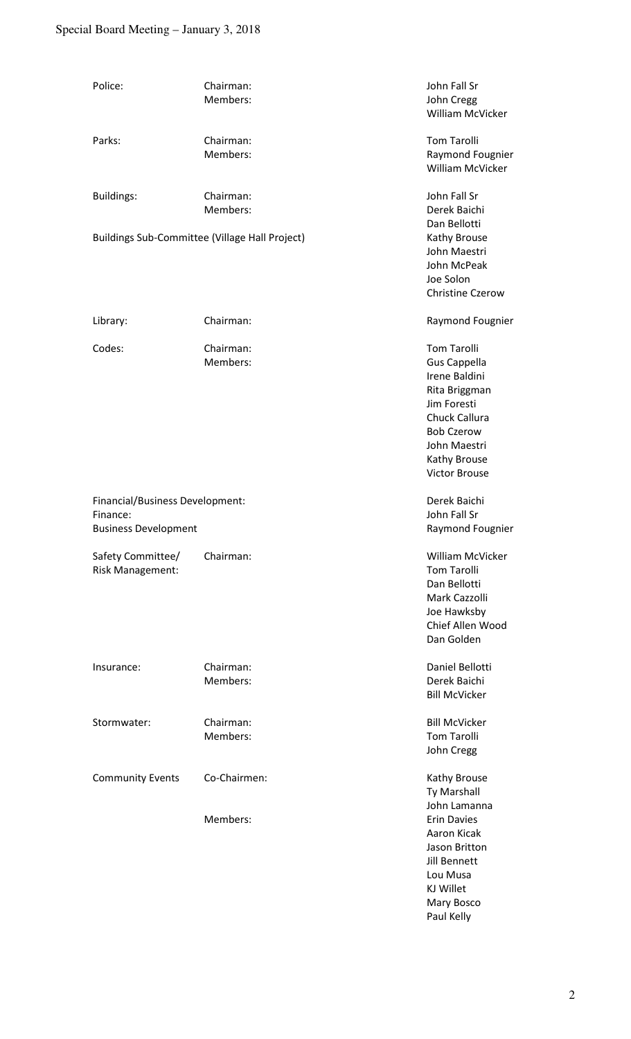| Committee | Role | Name |
|---|---|---|
| Police: | Chairman: | John Fall Sr |
| | Members: | John Cregg |
| | | William McVicker |
| Parks: | Chairman: | Tom Tarolli |
| | Members: | Raymond Fougnier |
| | | William McVicker |
| Buildings: | Chairman: | John Fall Sr |
| | Members: | Derek Baichi |
| | | Dan Bellotti |
| Buildings Sub-Committee (Village Hall Project) | | Kathy Brouse |
| | | John Maestri |
| | | John McPeak |
| | | Joe Solon |
| | | Christine Czerow |
| Library: | Chairman: | Raymond Fougnier |
| Codes: | Chairman: | Tom Tarolli |
| | Members: | Gus Cappella |
| | | Irene Baldini |
| | | Rita Briggman |
| | | Jim Foresti |
| | | Chuck Callura |
| | | Bob Czerow |
| | | John Maestri |
| | | Kathy Brouse |
| | | Victor Brouse |
| Financial/Business Development: | | Derek Baichi |
| Finance: | | John Fall Sr |
| Business Development | | Raymond Fougnier |
| Safety Committee/ Risk Management: | Chairman: | William McVicker |
| | | Tom Tarolli |
| | | Dan Bellotti |
| | | Mark Cazzolli |
| | | Joe Hawksby |
| | | Chief Allen Wood |
| | | Dan Golden |
| Insurance: | Chairman: | Daniel Bellotti |
| | Members: | Derek Baichi |
| | | Bill McVicker |
| Stormwater: | Chairman: | Bill McVicker |
| | Members: | Tom Tarolli |
| | | John Cregg |
| Community Events | Co-Chairmen: | Kathy Brouse |
| | | Ty Marshall |
| | | John Lamanna |
| | Members: | Erin Davies |
| | | Aaron Kicak |
| | | Jason Britton |
| | | Jill Bennett |
| | | Lou Musa |
| | | KJ Willet |
| | | Mary Bosco |
| | | Paul Kelly |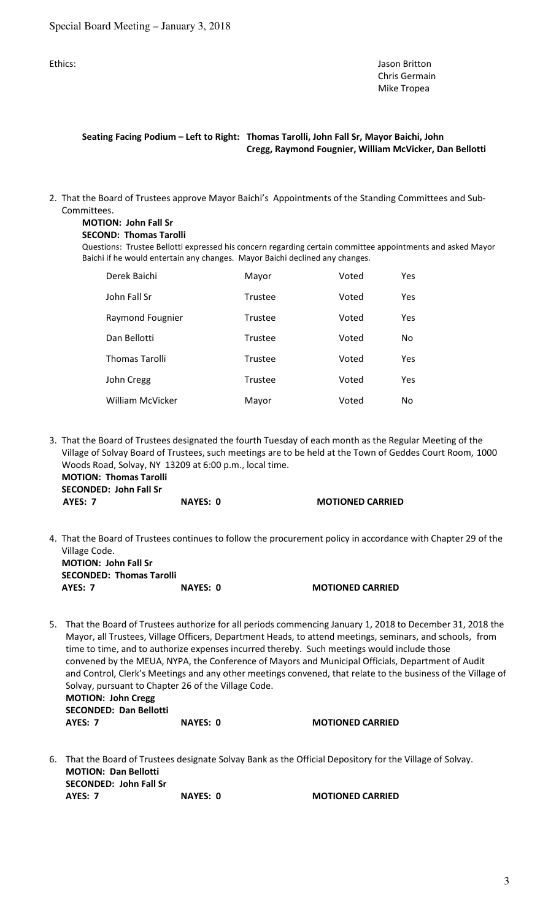Ethics: Jason Britton
Chris Germain
Mike Tropea

**Seating Facing Podium – Left to Right: Thomas Tarolli, John Fall Sr, Mayor Baichi, John Cregg, Raymond Fougnier, William McVicker, Dan Bellotti**

2. That the Board of Trustees approve Mayor Baichi's Appointments of the Standing Committees and Sub-Committees.

   **MOTION: John Fall Sr**
   **SECOND: Thomas Tarolli**

   Questions: Trustee Bellotti expressed his concern regarding certain committee appointments and asked Mayor Baichi if he would entertain any changes. Mayor Baichi declined any changes.

| | | | |
|---|---|---|---|
| Derek Baichi | Mayor | Voted | Yes |
| John Fall Sr | Trustee | Voted | Yes |
| Raymond Fougnier | Trustee | Voted | Yes |
| Dan Bellotti | Trustee | Voted | No |
| Thomas Tarolli | Trustee | Voted | Yes |
| John Cregg | Trustee | Voted | Yes |
| William McVicker | Mayor | Voted | No |

3. That the Board of Trustees designated the fourth Tuesday of each month as the Regular Meeting of the Village of Solvay Board of Trustees, such meetings are to be held at the Town of Geddes Court Room, 1000 Woods Road, Solvay, NY 13209 at 6:00 p.m., local time.

   **MOTION: Thomas Tarolli**
   **SECONDED: John Fall Sr**
   **AYES: 7 NAYES: 0 MOTIONED CARRIED**

4. That the Board of Trustees continues to follow the procurement policy in accordance with Chapter 29 of the Village Code.

   **MOTION: John Fall Sr**
   **SECONDED: Thomas Tarolli**
   **AYES: 7 NAYES: 0 MOTIONED CARRIED**

5. That the Board of Trustees authorize for all periods commencing January 1, 2018 to December 31, 2018 the Mayor, all Trustees, Village Officers, Department Heads, to attend meetings, seminars, and schools, from time to time, and to authorize expenses incurred thereby. Such meetings would include those convened by the MEUA, NYPA, the Conference of Mayors and Municipal Officials, Department of Audit and Control, Clerk's Meetings and any other meetings convened, that relate to the business of the Village of Solvay, pursuant to Chapter 26 of the Village Code.

   **MOTION: John Cregg**
   **SECONDED: Dan Bellotti**
   **AYES: 7 NAYES: 0 MOTIONED CARRIED**

6. That the Board of Trustees designate Solvay Bank as the Official Depository for the Village of Solvay.

   **MOTION: Dan Bellotti**
   **SECONDED: John Fall Sr**
   **AYES: 7 NAYES: 0 MOTIONED CARRIED**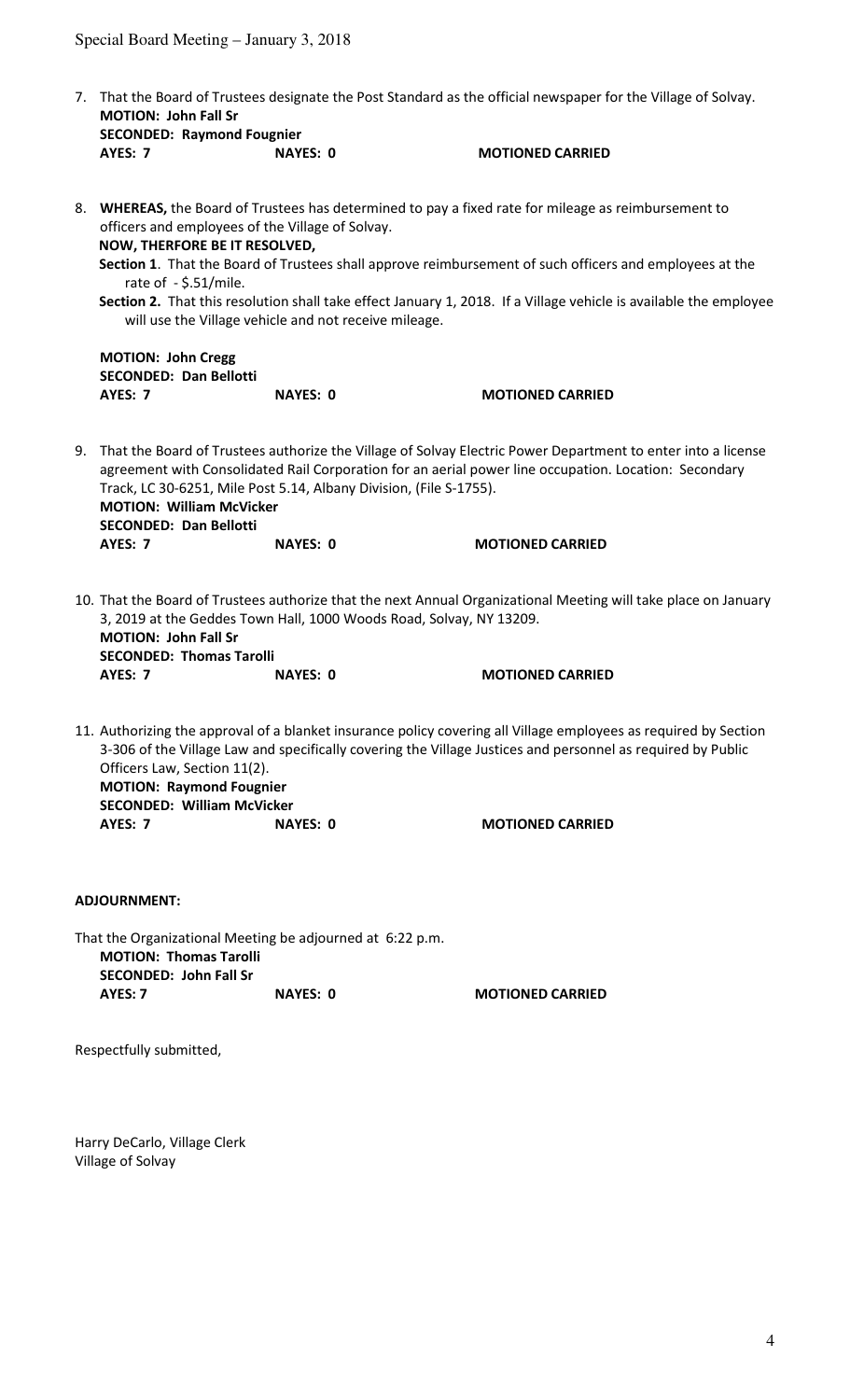7. That the Board of Trustees designate the Post Standard as the official newspaper for the Village of Solvay.
   **MOTION: John Fall Sr**
   **SECONDED: Raymond Fougnier**
   **AYES: 7 NAYES: 0 MOTIONED CARRIED**

8. **WHEREAS,** the Board of Trustees has determined to pay a fixed rate for mileage as reimbursement to officers and employees of the Village of Solvay.
   **NOW, THERFORE BE IT RESOLVED,**
   **Section 1**. That the Board of Trustees shall approve reimbursement of such officers and employees at the rate of - $.51/mile.
   **Section 2.** That this resolution shall take effect January 1, 2018. If a Village vehicle is available the employee will use the Village vehicle and not receive mileage.

   **MOTION: John Cregg**
   **SECONDED: Dan Bellotti**
   **AYES: 7 NAYES: 0 MOTIONED CARRIED**

9. That the Board of Trustees authorize the Village of Solvay Electric Power Department to enter into a license agreement with Consolidated Rail Corporation for an aerial power line occupation. Location: Secondary Track, LC 30-6251, Mile Post 5.14, Albany Division, (File S-1755).
   **MOTION: William McVicker**
   **SECONDED: Dan Bellotti**
   **AYES: 7 NAYES: 0 MOTIONED CARRIED**

10. That the Board of Trustees authorize that the next Annual Organizational Meeting will take place on January 3, 2019 at the Geddes Town Hall, 1000 Woods Road, Solvay, NY 13209.
    **MOTION: John Fall Sr**
    **SECONDED: Thomas Tarolli**
    **AYES: 7 NAYES: 0 MOTIONED CARRIED**

11. Authorizing the approval of a blanket insurance policy covering all Village employees as required by Section 3-306 of the Village Law and specifically covering the Village Justices and personnel as required by Public Officers Law, Section 11(2).
    **MOTION: Raymond Fougnier**
    **SECONDED: William McVicker**
    **AYES: 7 NAYES: 0 MOTIONED CARRIED**

**ADJOURNMENT:**

That the Organizational Meeting be adjourned at 6:22 p.m.
**MOTION: Thomas Tarolli**
**SECONDED: John Fall Sr**
**AYES: 7 NAYES: 0 MOTIONED CARRIED**

Respectfully submitted,

Harry DeCarlo, Village Clerk
Village of Solvay